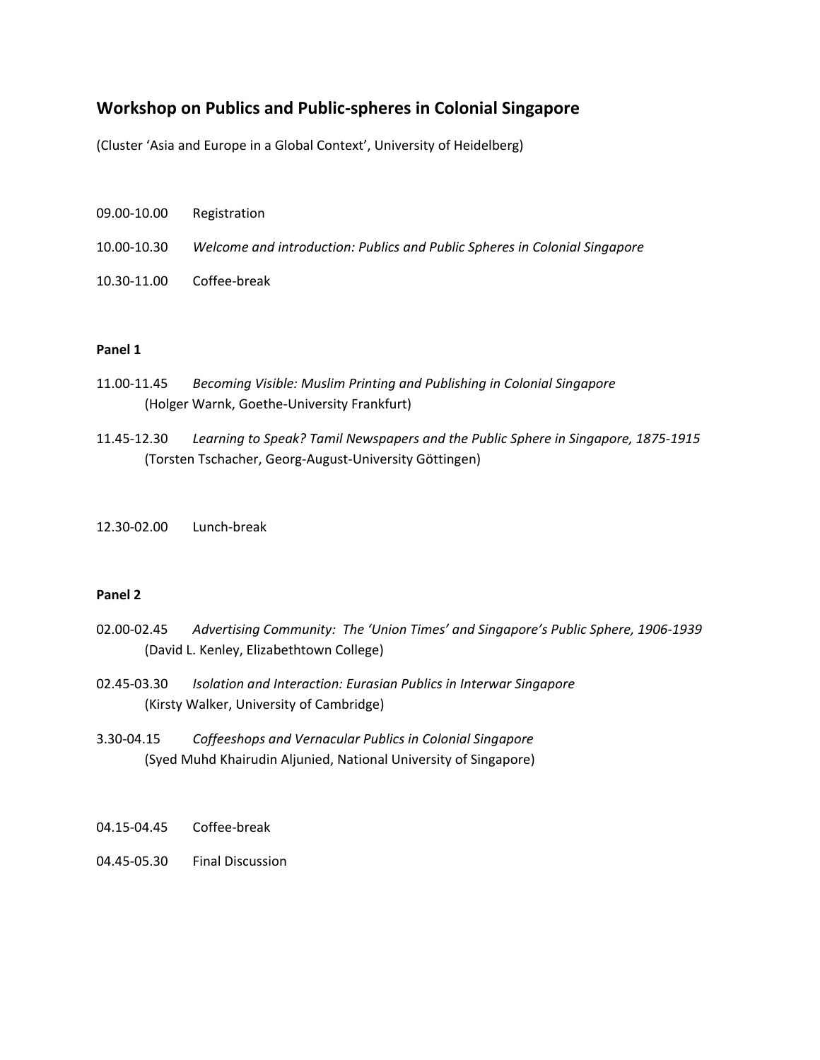# Workshop on Publics and Public-spheres in Colonial Singapore

(Cluster 'Asia and Europe in a Global Context', University of Heidelberg)

09.00-10.00 Registration

10.00-10.30 *Welcome and introduction: Publics and Public Spheres in Colonial Singapore*

10.30-11.00 Coffee-break

**Panel 1**

11.00-11.45 *Becoming Visible: Muslim Printing and Publishing in Colonial Singapore*
(Holger Warnk, Goethe-University Frankfurt)

11.45-12.30 *Learning to Speak? Tamil Newspapers and the Public Sphere in Singapore, 1875-1915*
(Torsten Tschacher, Georg-August-University Göttingen)

12.30-02.00 Lunch-break

**Panel 2**

02.00-02.45 *Advertising Community: The 'Union Times' and Singapore's Public Sphere, 1906-1939*
(David L. Kenley, Elizabethtown College)

02.45-03.30 *Isolation and Interaction: Eurasian Publics in Interwar Singapore*
(Kirsty Walker, University of Cambridge)

3.30-04.15 *Coffeeshops and Vernacular Publics in Colonial Singapore*
(Syed Muhd Khairudin Aljunied, National University of Singapore)

04.15-04.45 Coffee-break

04.45-05.30 Final Discussion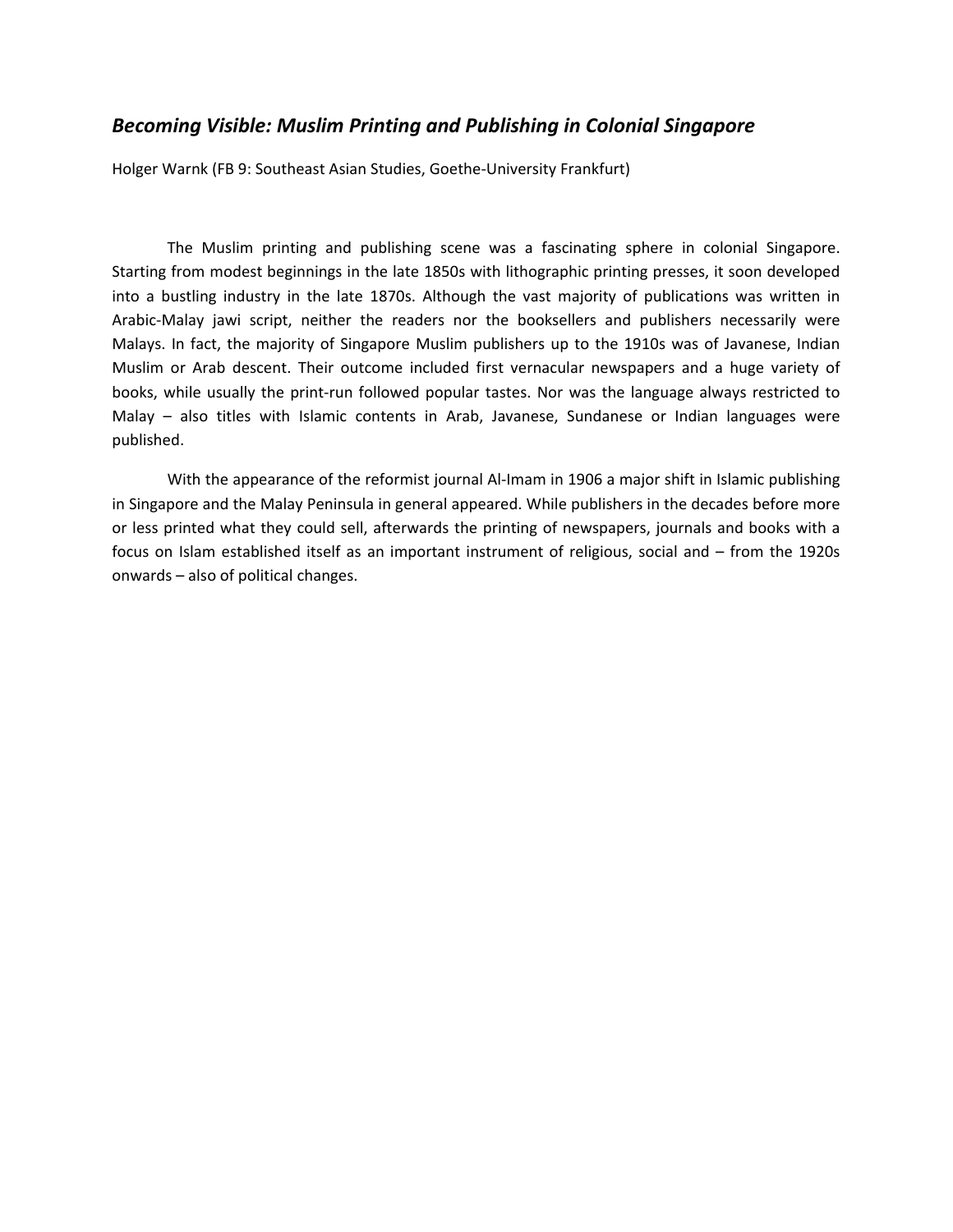## *Becoming Visible: Muslim Printing and Publishing in Colonial Singapore*

Holger Warnk (FB 9: Southeast Asian Studies, Goethe-University Frankfurt)

The Muslim printing and publishing scene was a fascinating sphere in colonial Singapore. Starting from modest beginnings in the late 1850s with lithographic printing presses, it soon developed into a bustling industry in the late 1870s. Although the vast majority of publications was written in Arabic-Malay jawi script, neither the readers nor the booksellers and publishers necessarily were Malays. In fact, the majority of Singapore Muslim publishers up to the 1910s was of Javanese, Indian Muslim or Arab descent. Their outcome included first vernacular newspapers and a huge variety of books, while usually the print-run followed popular tastes. Nor was the language always restricted to Malay – also titles with Islamic contents in Arab, Javanese, Sundanese or Indian languages were published.

With the appearance of the reformist journal Al-Imam in 1906 a major shift in Islamic publishing in Singapore and the Malay Peninsula in general appeared. While publishers in the decades before more or less printed what they could sell, afterwards the printing of newspapers, journals and books with a focus on Islam established itself as an important instrument of religious, social and – from the 1920s onwards – also of political changes.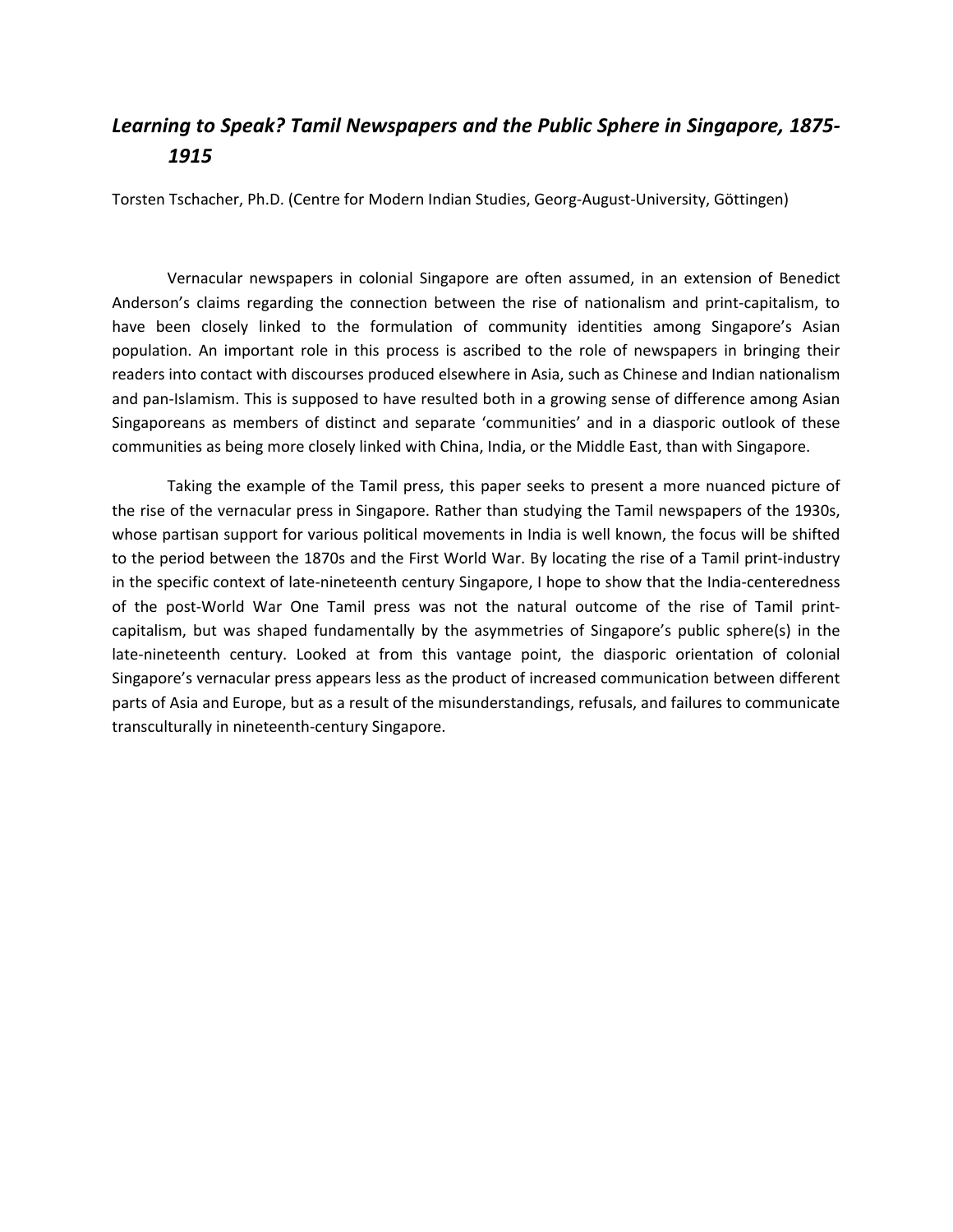## *Learning to Speak? Tamil Newspapers and the Public Sphere in Singapore, 1875-1915*

Torsten Tschacher, Ph.D. (Centre for Modern Indian Studies, Georg-August-University, Göttingen)

Vernacular newspapers in colonial Singapore are often assumed, in an extension of Benedict Anderson's claims regarding the connection between the rise of nationalism and print-capitalism, to have been closely linked to the formulation of community identities among Singapore's Asian population. An important role in this process is ascribed to the role of newspapers in bringing their readers into contact with discourses produced elsewhere in Asia, such as Chinese and Indian nationalism and pan-Islamism. This is supposed to have resulted both in a growing sense of difference among Asian Singaporeans as members of distinct and separate 'communities' and in a diasporic outlook of these communities as being more closely linked with China, India, or the Middle East, than with Singapore.

Taking the example of the Tamil press, this paper seeks to present a more nuanced picture of the rise of the vernacular press in Singapore. Rather than studying the Tamil newspapers of the 1930s, whose partisan support for various political movements in India is well known, the focus will be shifted to the period between the 1870s and the First World War. By locating the rise of a Tamil print-industry in the specific context of late-nineteenth century Singapore, I hope to show that the India-centeredness of the post-World War One Tamil press was not the natural outcome of the rise of Tamil print-capitalism, but was shaped fundamentally by the asymmetries of Singapore's public sphere(s) in the late-nineteenth century. Looked at from this vantage point, the diasporic orientation of colonial Singapore's vernacular press appears less as the product of increased communication between different parts of Asia and Europe, but as a result of the misunderstandings, refusals, and failures to communicate transculturally in nineteenth-century Singapore.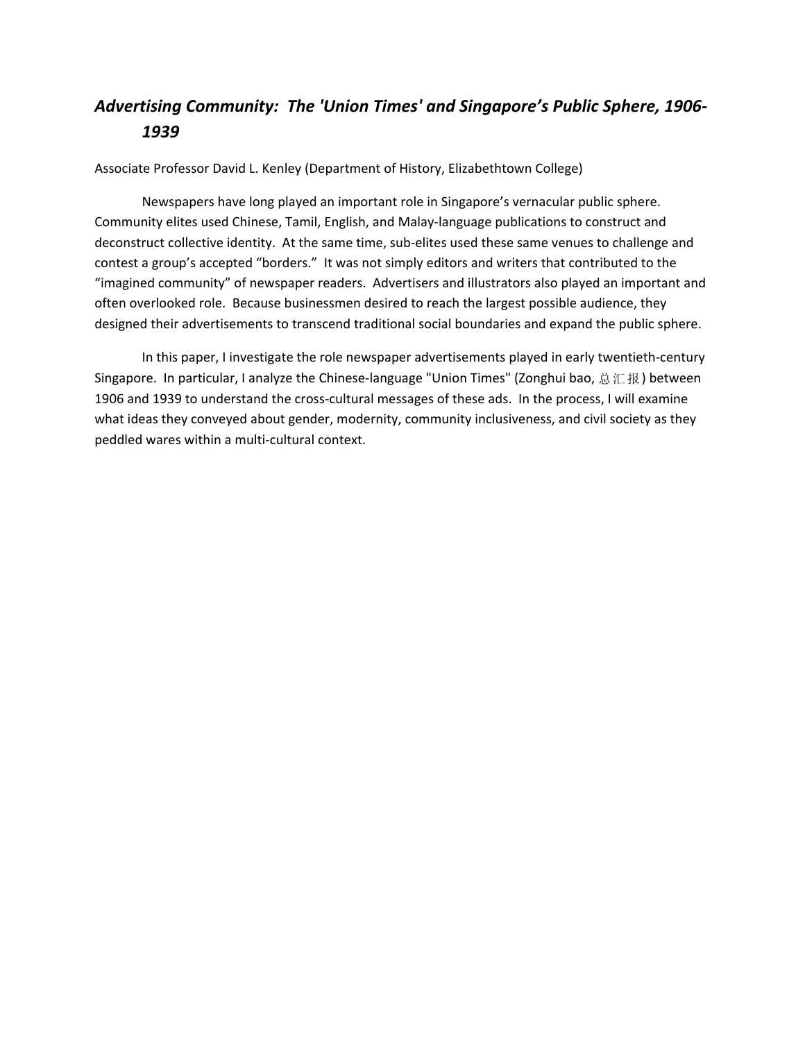## *Advertising Community: The 'Union Times' and Singapore's Public Sphere, 1906-1939*

Associate Professor David L. Kenley (Department of History, Elizabethtown College)

Newspapers have long played an important role in Singapore's vernacular public sphere. Community elites used Chinese, Tamil, English, and Malay-language publications to construct and deconstruct collective identity. At the same time, sub-elites used these same venues to challenge and contest a group's accepted "borders." It was not simply editors and writers that contributed to the "imagined community" of newspaper readers. Advertisers and illustrators also played an important and often overlooked role. Because businessmen desired to reach the largest possible audience, they designed their advertisements to transcend traditional social boundaries and expand the public sphere.

In this paper, I investigate the role newspaper advertisements played in early twentieth-century Singapore. In particular, I analyze the Chinese-language "Union Times" (Zonghui bao, 总汇报) between 1906 and 1939 to understand the cross-cultural messages of these ads. In the process, I will examine what ideas they conveyed about gender, modernity, community inclusiveness, and civil society as they peddled wares within a multi-cultural context.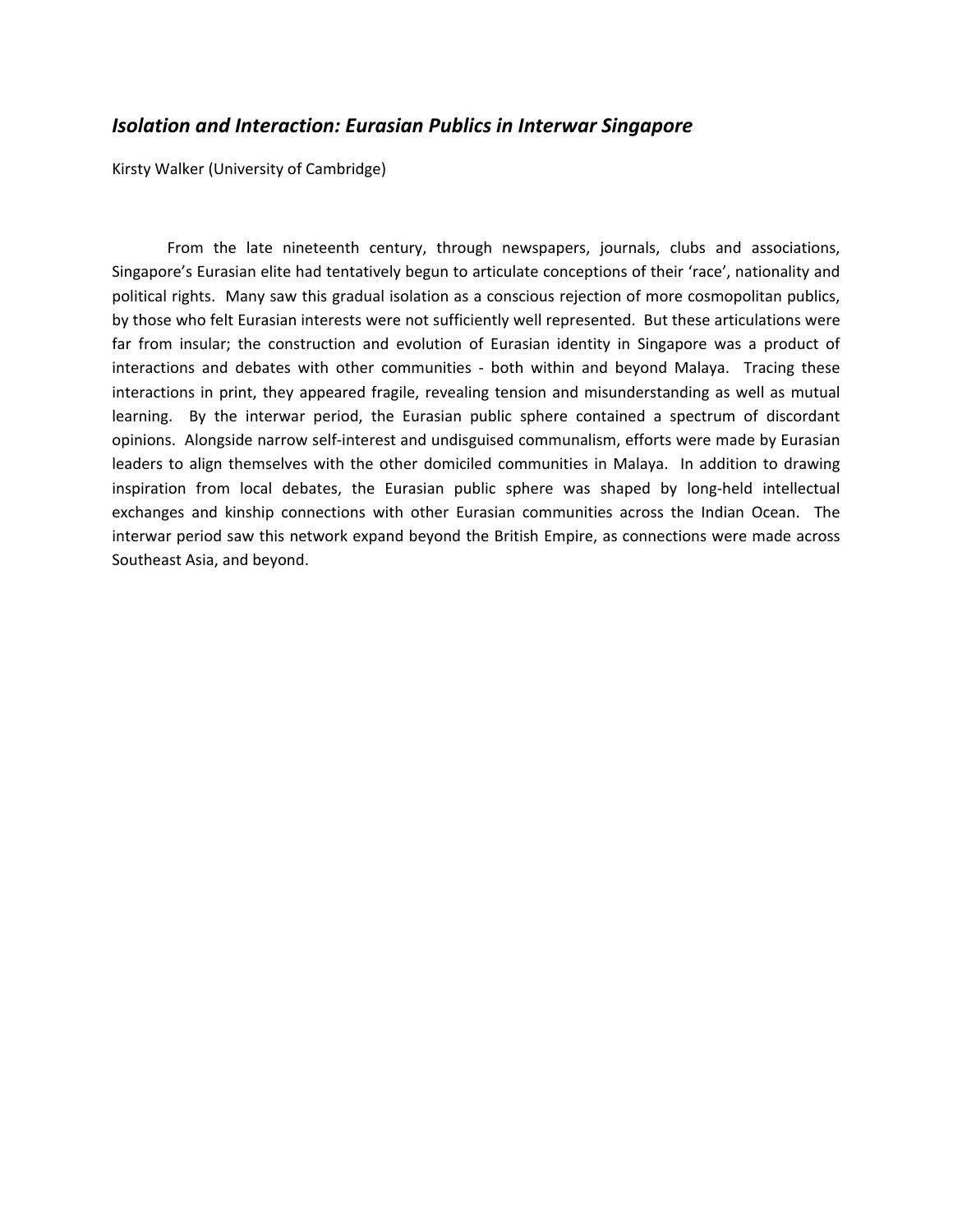## *Isolation and Interaction: Eurasian Publics in Interwar Singapore*

Kirsty Walker (University of Cambridge)

From the late nineteenth century, through newspapers, journals, clubs and associations, Singapore's Eurasian elite had tentatively begun to articulate conceptions of their 'race', nationality and political rights. Many saw this gradual isolation as a conscious rejection of more cosmopolitan publics, by those who felt Eurasian interests were not sufficiently well represented. But these articulations were far from insular; the construction and evolution of Eurasian identity in Singapore was a product of interactions and debates with other communities - both within and beyond Malaya. Tracing these interactions in print, they appeared fragile, revealing tension and misunderstanding as well as mutual learning. By the interwar period, the Eurasian public sphere contained a spectrum of discordant opinions. Alongside narrow self-interest and undisguised communalism, efforts were made by Eurasian leaders to align themselves with the other domiciled communities in Malaya. In addition to drawing inspiration from local debates, the Eurasian public sphere was shaped by long-held intellectual exchanges and kinship connections with other Eurasian communities across the Indian Ocean. The interwar period saw this network expand beyond the British Empire, as connections were made across Southeast Asia, and beyond.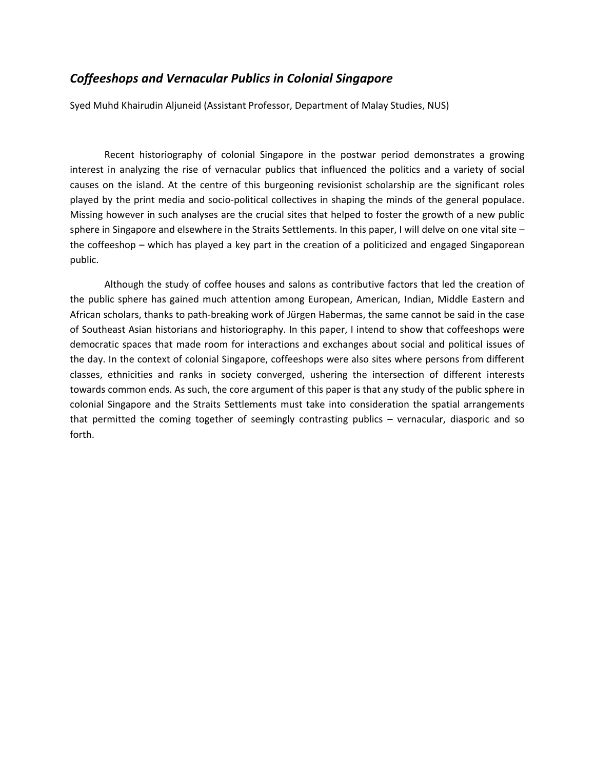## *Coffeeshops and Vernacular Publics in Colonial Singapore*

Syed Muhd Khairudin Aljuneid (Assistant Professor, Department of Malay Studies, NUS)

Recent historiography of colonial Singapore in the postwar period demonstrates a growing interest in analyzing the rise of vernacular publics that influenced the politics and a variety of social causes on the island. At the centre of this burgeoning revisionist scholarship are the significant roles played by the print media and socio-political collectives in shaping the minds of the general populace. Missing however in such analyses are the crucial sites that helped to foster the growth of a new public sphere in Singapore and elsewhere in the Straits Settlements. In this paper, I will delve on one vital site – the coffeeshop – which has played a key part in the creation of a politicized and engaged Singaporean public.

Although the study of coffee houses and salons as contributive factors that led the creation of the public sphere has gained much attention among European, American, Indian, Middle Eastern and African scholars, thanks to path-breaking work of Jürgen Habermas, the same cannot be said in the case of Southeast Asian historians and historiography. In this paper, I intend to show that coffeeshops were democratic spaces that made room for interactions and exchanges about social and political issues of the day. In the context of colonial Singapore, coffeeshops were also sites where persons from different classes, ethnicities and ranks in society converged, ushering the intersection of different interests towards common ends. As such, the core argument of this paper is that any study of the public sphere in colonial Singapore and the Straits Settlements must take into consideration the spatial arrangements that permitted the coming together of seemingly contrasting publics – vernacular, diasporic and so forth.